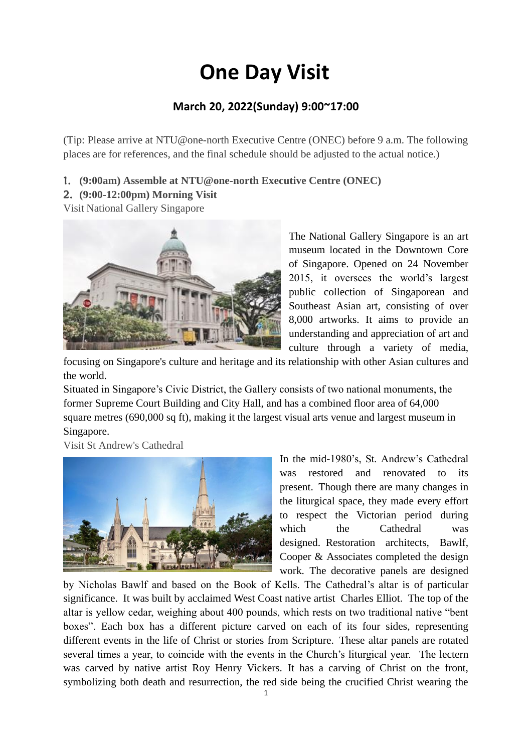# One Day Visit

### March 20, 2022(Sunday) 9:00~17:00

(Tip: Please arrive at NTU@one-north Executive Centre (ONEC) before 9 a.m. The following places are for references, and the final schedule should be adjusted to the actual notice.)

1. **(9:00am) Assemble at NTU@one-north Executive Centre (ONEC)**
2. **(9:00-12:00pm) Morning Visit**

Visit National Gallery Singapore

The National Gallery Singapore is an art museum located in the Downtown Core of Singapore. Opened on 24 November 2015, it oversees the world's largest public collection of Singaporean and Southeast Asian art, consisting of over 8,000 artworks. It aims to provide an understanding and appreciation of art and culture through a variety of media, focusing on Singapore's culture and heritage and its relationship with other Asian cultures and the world.

Situated in Singapore's Civic District, the Gallery consists of two national monuments, the former Supreme Court Building and City Hall, and has a combined floor area of 64,000 square metres (690,000 sq ft), making it the largest visual arts venue and largest museum in Singapore.

Visit St Andrew's Cathedral

In the mid-1980's, St. Andrew's Cathedral was restored and renovated to its present. Though there are many changes in the liturgical space, they made every effort to respect the Victorian period during which the Cathedral was designed. Restoration architects, Bawlf, Cooper & Associates completed the design work. The decorative panels are designed by Nicholas Bawlf and based on the Book of Kells. The Cathedral's altar is of particular significance. It was built by acclaimed West Coast native artist Charles Elliot. The top of the altar is yellow cedar, weighing about 400 pounds, which rests on two traditional native "bent boxes". Each box has a different picture carved on each of its four sides, representing different events in the life of Christ or stories from Scripture. These altar panels are rotated several times a year, to coincide with the events in the Church's liturgical year. The lectern was carved by native artist Roy Henry Vickers. It has a carving of Christ on the front, symbolizing both death and resurrection, the red side being the crucified Christ wearing the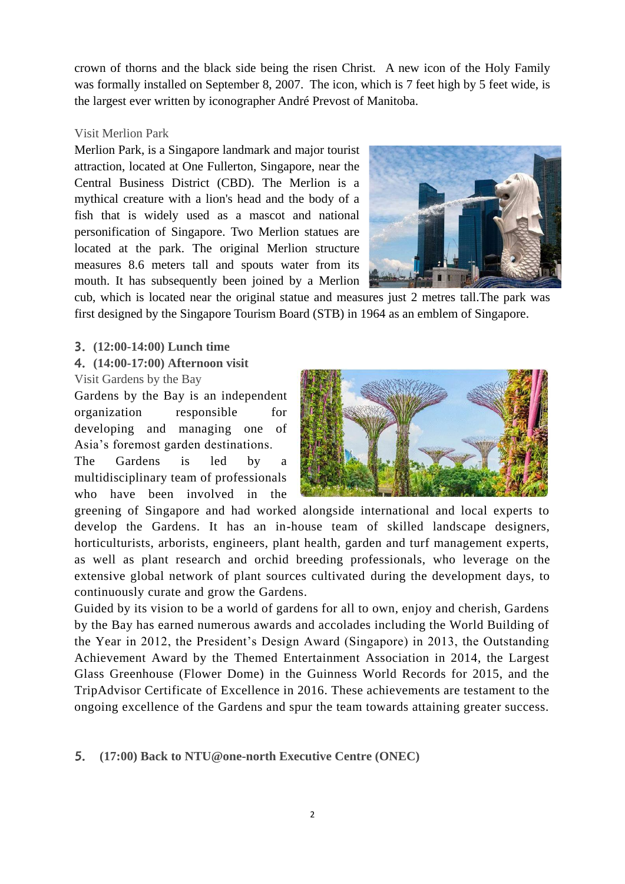crown of thorns and the black side being the risen Christ. A new icon of the Holy Family was formally installed on September 8, 2007. The icon, which is 7 feet high by 5 feet wide, is the largest ever written by iconographer André Prevost of Manitoba.

Visit Merlion Park

Merlion Park, is a Singapore landmark and major tourist attraction, located at One Fullerton, Singapore, near the Central Business District (CBD). The Merlion is a mythical creature with a lion's head and the body of a fish that is widely used as a mascot and national personification of Singapore. Two Merlion statues are located at the park. The original Merlion structure measures 8.6 meters tall and spouts water from its mouth. It has subsequently been joined by a Merlion cub, which is located near the original statue and measures just 2 metres tall.The park was first designed by the Singapore Tourism Board (STB) in 1964 as an emblem of Singapore.

3. **(12:00-14:00) Lunch time**
4. **(14:00-17:00) Afternoon visit**

Visit Gardens by the Bay

Gardens by the Bay is an independent organization responsible for developing and managing one of Asia's foremost garden destinations. The Gardens is led by a multidisciplinary team of professionals who have been involved in the greening of Singapore and had worked alongside international and local experts to develop the Gardens. It has an in-house team of skilled landscape designers, horticulturists, arborists, engineers, plant health, garden and turf management experts, as well as plant research and orchid breeding professionals, who leverage on the extensive global network of plant sources cultivated during the development days, to continuously curate and grow the Gardens.

Guided by its vision to be a world of gardens for all to own, enjoy and cherish, Gardens by the Bay has earned numerous awards and accolades including the World Building of the Year in 2012, the President's Design Award (Singapore) in 2013, the Outstanding Achievement Award by the Themed Entertainment Association in 2014, the Largest Glass Greenhouse (Flower Dome) in the Guinness World Records for 2015, and the TripAdvisor Certificate of Excellence in 2016. These achievements are testament to the ongoing excellence of the Gardens and spur the team towards attaining greater success.

5. **(17:00) Back to NTU@one-north Executive Centre (ONEC)**